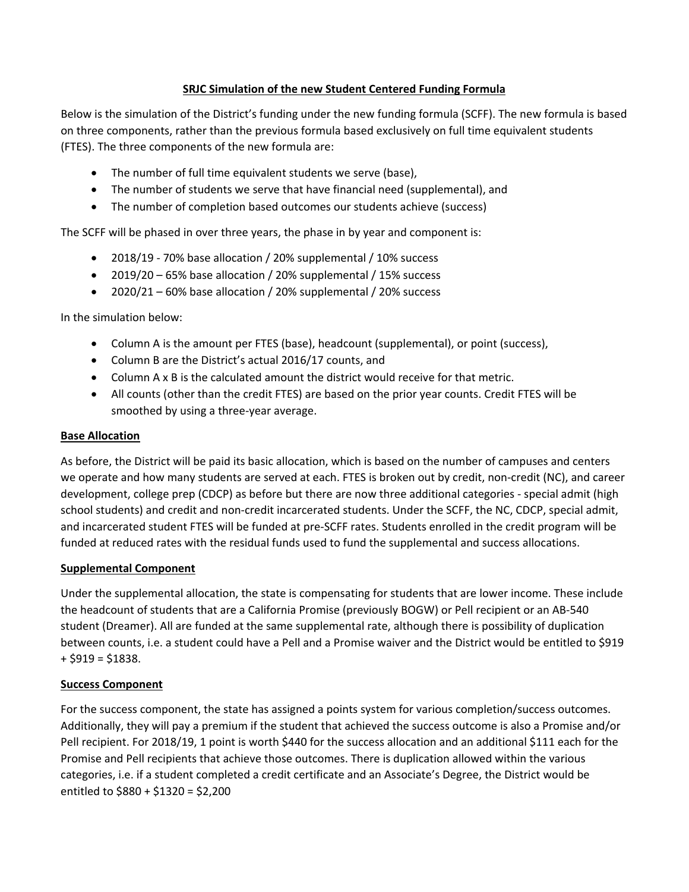**SRJC Simulation of the new Student Centered Funding Formula**

Below is the simulation of the District's funding under the new funding formula (SCFF). The new formula is based on three components, rather than the previous formula based exclusively on full time equivalent students (FTES). The three components of the new formula are:

- The number of full time equivalent students we serve (base),
- The number of students we serve that have financial need (supplemental), and
- The number of completion based outcomes our students achieve (success)

The SCFF will be phased in over three years, the phase in by year and component is:

- 2018/19 - 70% base allocation / 20% supplemental / 10% success
- 2019/20 – 65% base allocation / 20% supplemental / 15% success
- 2020/21 – 60% base allocation / 20% supplemental / 20% success

In the simulation below:

- Column A is the amount per FTES (base), headcount (supplemental), or point (success),
- Column B are the District's actual 2016/17 counts, and
- Column A x B is the calculated amount the district would receive for that metric.
- All counts (other than the credit FTES) are based on the prior year counts. Credit FTES will be smoothed by using a three-year average.

**Base Allocation**

As before, the District will be paid its basic allocation, which is based on the number of campuses and centers we operate and how many students are served at each. FTES is broken out by credit, non-credit (NC), and career development, college prep (CDCP) as before but there are now three additional categories - special admit (high school students) and credit and non-credit incarcerated students. Under the SCFF, the NC, CDCP, special admit, and incarcerated student FTES will be funded at pre-SCFF rates. Students enrolled in the credit program will be funded at reduced rates with the residual funds used to fund the supplemental and success allocations.

**Supplemental Component**

Under the supplemental allocation, the state is compensating for students that are lower income. These include the headcount of students that are a California Promise (previously BOGW) or Pell recipient or an AB-540 student (Dreamer). All are funded at the same supplemental rate, although there is possibility of duplication between counts, i.e. a student could have a Pell and a Promise waiver and the District would be entitled to $919 + $919 = $1838.

**Success Component**

For the success component, the state has assigned a points system for various completion/success outcomes. Additionally, they will pay a premium if the student that achieved the success outcome is also a Promise and/or Pell recipient. For 2018/19, 1 point is worth $440 for the success allocation and an additional $111 each for the Promise and Pell recipients that achieve those outcomes. There is duplication allowed within the various categories, i.e. if a student completed a credit certificate and an Associate's Degree, the District would be entitled to $880 + $1320 = $2,200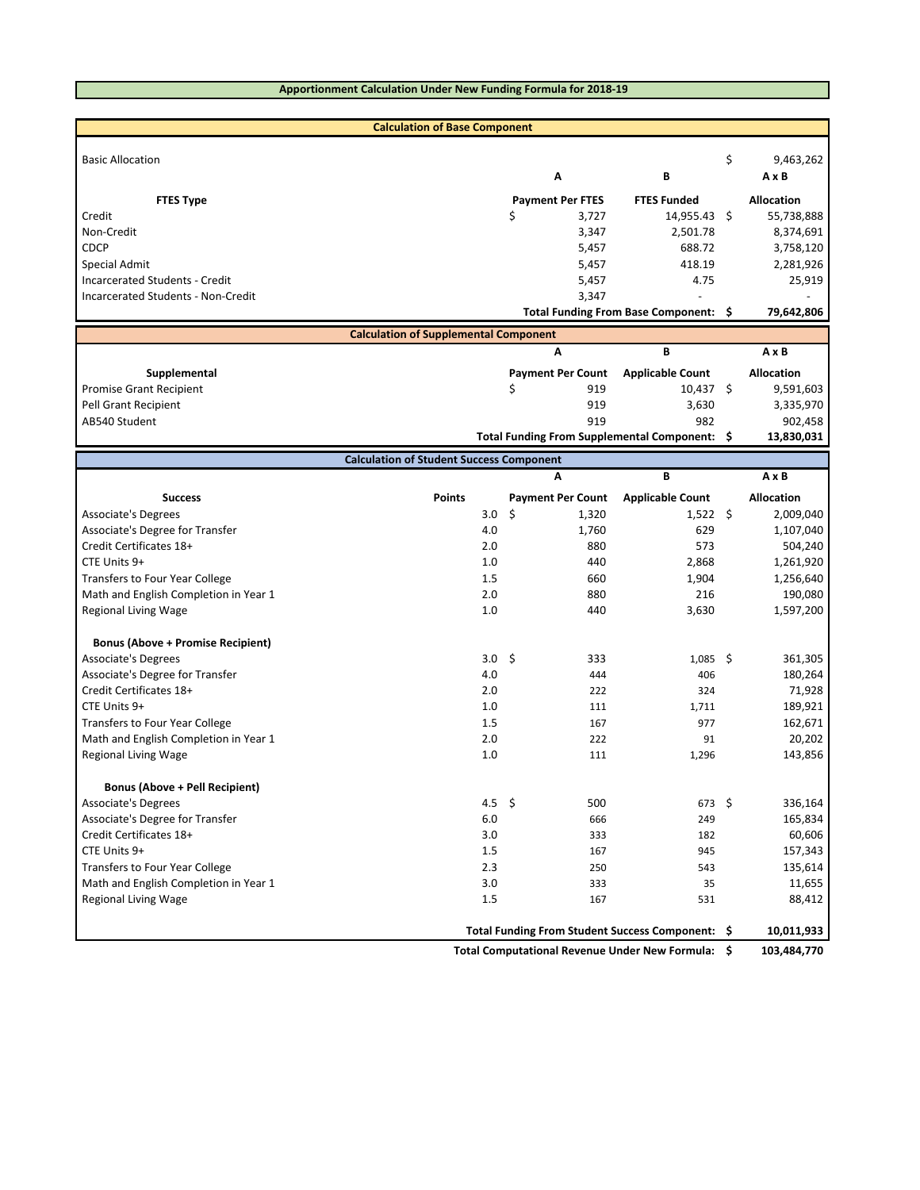## Apportionment Calculation Under New Funding Formula for 2018-19

### Calculation of Base Component

| | | A | B | A x B |
|---|---|---|---|---|
| Basic Allocation | | | | $ 9,463,262 |
| **FTES Type** | | **Payment Per FTES** | **FTES Funded** | **Allocation** |
| Credit | | $ 3,727 | 14,955.43 | $ 55,738,888 |
| Non-Credit | | 3,347 | 2,501.78 | 8,374,691 |
| CDCP | | 5,457 | 688.72 | 3,758,120 |
| Special Admit | | 5,457 | 418.19 | 2,281,926 |
| Incarcerated Students - Credit | | 5,457 | 4.75 | 25,919 |
| Incarcerated Students - Non-Credit | | 3,347 | - | - |
| | | | **Total Funding From Base Component:** | **$ 79,642,806** |

### Calculation of Supplemental Component

| | | A | B | A x B |
|---|---|---|---|---|
| **Supplemental** | | **Payment Per Count** | **Applicable Count** | **Allocation** |
| Promise Grant Recipient | | $ 919 | 10,437 | $ 9,591,603 |
| Pell Grant Recipient | | 919 | 3,630 | 3,335,970 |
| AB540 Student | | 919 | 982 | 902,458 |
| | | | **Total Funding From Supplemental Component:** | **$ 13,830,031** |

### Calculation of Student Success Component

| | | A | B | A x B |
|---|---|---|---|---|
| **Success** | **Points** | **Payment Per Count** | **Applicable Count** | **Allocation** |
| Associate's Degrees | 3.0 | $ 1,320 | 1,522 | $ 2,009,040 |
| Associate's Degree for Transfer | 4.0 | 1,760 | 629 | 1,107,040 |
| Credit Certificates 18+ | 2.0 | 880 | 573 | 504,240 |
| CTE Units 9+ | 1.0 | 440 | 2,868 | 1,261,920 |
| Transfers to Four Year College | 1.5 | 660 | 1,904 | 1,256,640 |
| Math and English Completion in Year 1 | 2.0 | 880 | 216 | 190,080 |
| Regional Living Wage | 1.0 | 440 | 3,630 | 1,597,200 |
| **Bonus (Above + Promise Recipient)** | | | | |
| Associate's Degrees | 3.0 | $ 333 | 1,085 | $ 361,305 |
| Associate's Degree for Transfer | 4.0 | 444 | 406 | 180,264 |
| Credit Certificates 18+ | 2.0 | 222 | 324 | 71,928 |
| CTE Units 9+ | 1.0 | 111 | 1,711 | 189,921 |
| Transfers to Four Year College | 1.5 | 167 | 977 | 162,671 |
| Math and English Completion in Year 1 | 2.0 | 222 | 91 | 20,202 |
| Regional Living Wage | 1.0 | 111 | 1,296 | 143,856 |
| **Bonus (Above + Pell Recipient)** | | | | |
| Associate's Degrees | 4.5 | $ 500 | 673 | $ 336,164 |
| Associate's Degree for Transfer | 6.0 | 666 | 249 | 165,834 |
| Credit Certificates 18+ | 3.0 | 333 | 182 | 60,606 |
| CTE Units 9+ | 1.5 | 167 | 945 | 157,343 |
| Transfers to Four Year College | 2.3 | 250 | 543 | 135,614 |
| Math and English Completion in Year 1 | 3.0 | 333 | 35 | 11,655 |
| Regional Living Wage | 1.5 | 167 | 531 | 88,412 |
| | | | **Total Funding From Student Success Component:** | **$ 10,011,933** |
| | | | **Total Computational Revenue Under New Formula:** | **$ 103,484,770** |